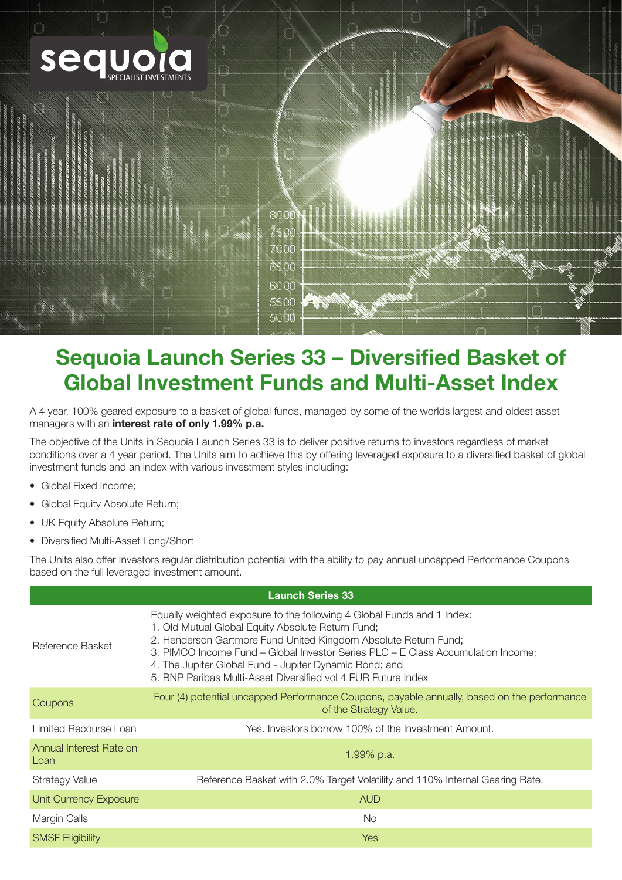# Sequoia Launch Series 33 – Diversified Basket of Global Investment Funds and Multi-Asset Index

A 4 year, 100% geared exposure to a basket of global funds, managed by some of the worlds largest and oldest asset managers with an **interest rate of only 1.99% p.a.**

The objective of the Units in Sequoia Launch Series 33 is to deliver positive returns to investors regardless of market conditions over a 4 year period. The Units aim to achieve this by offering leveraged exposure to a diversified basket of global investment funds and an index with various investment styles including:

- Global Fixed Income;
- Global Equity Absolute Return;
- UK Equity Absolute Return;
- Diversified Multi-Asset Long/Short

The Units also offer Investors regular distribution potential with the ability to pay annual uncapped Performance Coupons based on the full leveraged investment amount.

| Launch Series 33 | |
|---|---|
| Reference Basket | Equally weighted exposure to the following 4 Global Funds and 1 Index:<br>1. Old Mutual Global Equity Absolute Return Fund;<br>2. Henderson Gartmore Fund United Kingdom Absolute Return Fund;<br>3. PIMCO Income Fund – Global Investor Series PLC – E Class Accumulation Income;<br>4. The Jupiter Global Fund - Jupiter Dynamic Bond; and<br>5. BNP Paribas Multi-Asset Diversified vol 4 EUR Future Index |
| Coupons | Four (4) potential uncapped Performance Coupons, payable annually, based on the performance of the Strategy Value. |
| Limited Recourse Loan | Yes. Investors borrow 100% of the Investment Amount. |
| Annual Interest Rate on Loan | 1.99% p.a. |
| Strategy Value | Reference Basket with 2.0% Target Volatility and 110% Internal Gearing Rate. |
| Unit Currency Exposure | AUD |
| Margin Calls | No |
| SMSF Eligibility | Yes |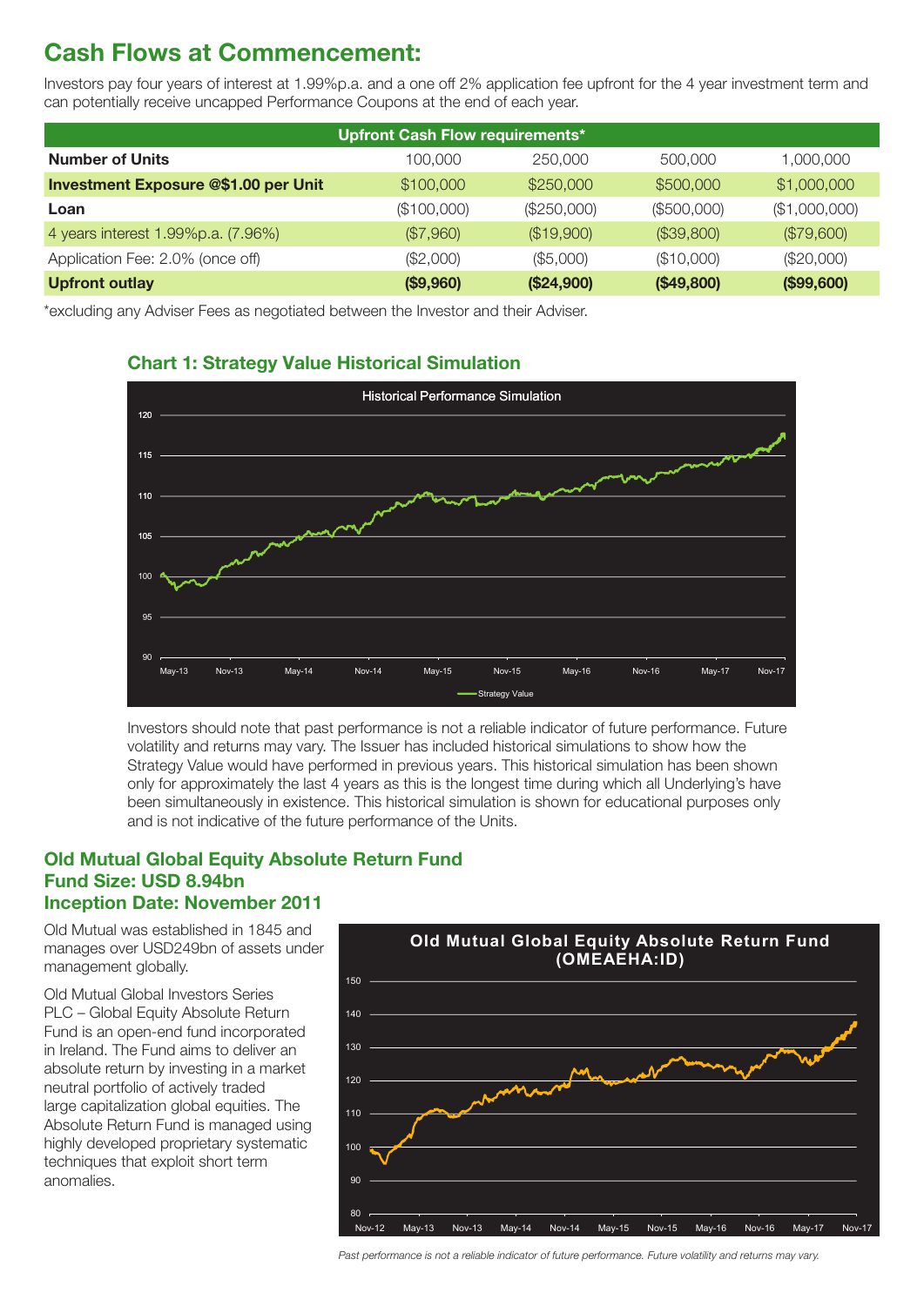## Cash Flows at Commencement:

Investors pay four years of interest at 1.99%p.a. and a one off 2% application fee upfront for the 4 year investment term and can potentially receive uncapped Performance Coupons at the end of each year.

| Upfront Cash Flow requirements* | | | | |
|---|---|---|---|---|
| **Number of Units** | 100,000 | 250,000 | 500,000 | 1,000,000 |
| **Investment Exposure @$1.00 per Unit** | $100,000 | $250,000 | $500,000 | $1,000,000 |
| **Loan** | ($100,000) | ($250,000) | ($500,000) | ($1,000,000) |
| 4 years interest 1.99%p.a. (7.96%) | ($7,960) | ($19,900) | ($39,800) | ($79,600) |
| Application Fee: 2.0% (once off) | ($2,000) | ($5,000) | ($10,000) | ($20,000) |
| **Upfront outlay** | **($9,960)** | **($24,900)** | **($49,800)** | **($99,600)** |

*excluding any Adviser Fees as negotiated between the Investor and their Adviser.

### Chart 1: Strategy Value Historical Simulation

Investors should note that past performance is not a reliable indicator of future performance. Future volatility and returns may vary. The Issuer has included historical simulations to show how the Strategy Value would have performed in previous years. This historical simulation has been shown only for approximately the last 4 years as this is the longest time during which all Underlying's have been simultaneously in existence. This historical simulation is shown for educational purposes only and is not indicative of the future performance of the Units.

### Old Mutual Global Equity Absolute Return Fund
### Fund Size: USD 8.94bn
### Inception Date: November 2011

Old Mutual was established in 1845 and manages over USD249bn of assets under management globally.

Old Mutual Global Investors Series PLC – Global Equity Absolute Return Fund is an open-end fund incorporated in Ireland. The Fund aims to deliver an absolute return by investing in a market neutral portfolio of actively traded large capitalization global equities. The Absolute Return Fund is managed using highly developed proprietary systematic techniques that exploit short term anomalies.

*Past performance is not a reliable indicator of future performance. Future volatility and returns may vary.*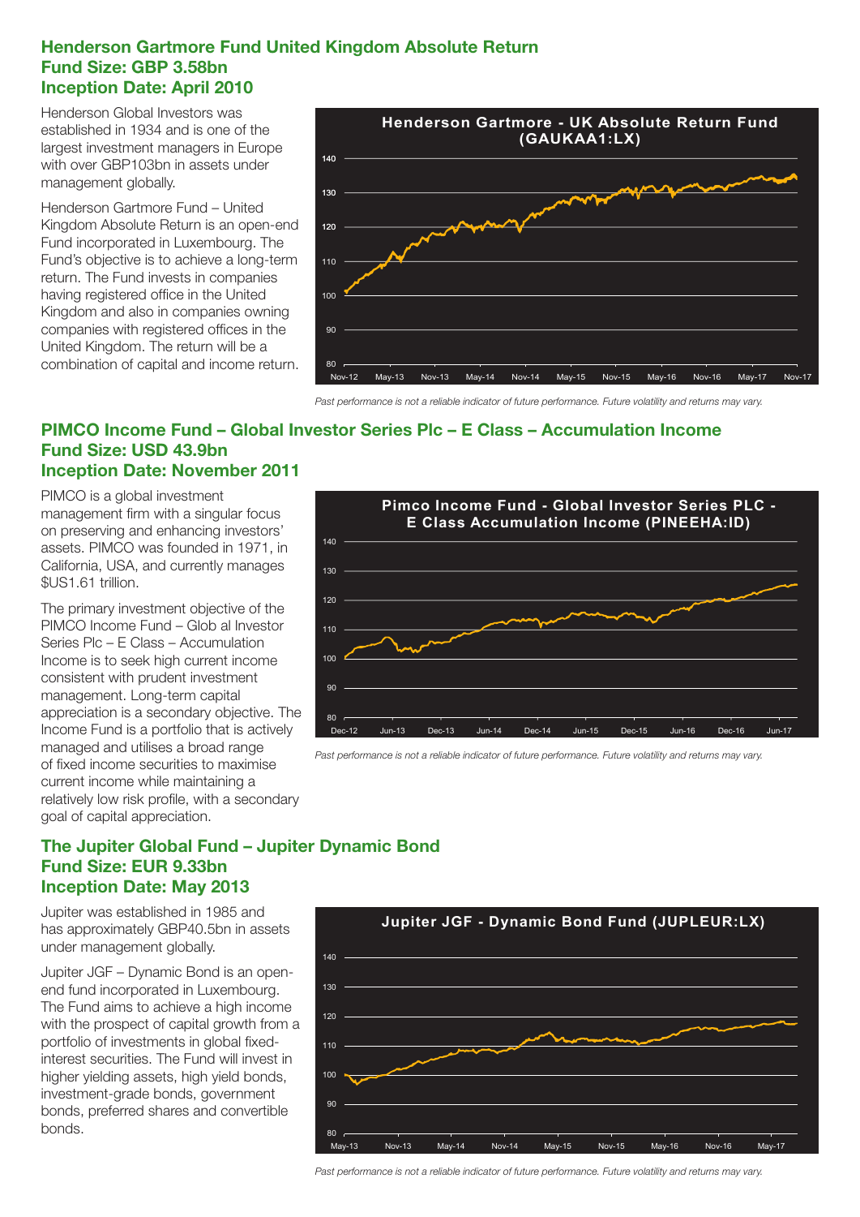## Henderson Gartmore Fund United Kingdom Absolute Return
## Fund Size: GBP 3.58bn
## Inception Date: April 2010

Henderson Global Investors was established in 1934 and is one of the largest investment managers in Europe with over GBP103bn in assets under management globally.

Henderson Gartmore Fund – United Kingdom Absolute Return is an open-end Fund incorporated in Luxembourg. The Fund's objective is to achieve a long-term return. The Fund invests in companies having registered office in the United Kingdom and also in companies owning companies with registered offices in the United Kingdom. The return will be a combination of capital and income return.

**Henderson Gartmore - UK Absolute Return Fund (GAUKAA1:LX)**

*Past performance is not a reliable indicator of future performance. Future volatility and returns may vary.*

## PIMCO Income Fund – Global Investor Series Plc – E Class – Accumulation Income
## Fund Size: USD 43.9bn
## Inception Date: November 2011

PIMCO is a global investment management firm with a singular focus on preserving and enhancing investors' assets. PIMCO was founded in 1971, in California, USA, and currently manages $US1.61 trillion.

The primary investment objective of the PIMCO Income Fund – Glob al Investor Series Plc – E Class – Accumulation Income is to seek high current income consistent with prudent investment management. Long-term capital appreciation is a secondary objective. The Income Fund is a portfolio that is actively managed and utilises a broad range of fixed income securities to maximise current income while maintaining a relatively low risk profile, with a secondary goal of capital appreciation.

**Pimco Income Fund - Global Investor Series PLC - E Class Accumulation Income (PINEEHA:ID)**

*Past performance is not a reliable indicator of future performance. Future volatility and returns may vary.*

## The Jupiter Global Fund – Jupiter Dynamic Bond
## Fund Size: EUR 9.33bn
## Inception Date: May 2013

Jupiter was established in 1985 and has approximately GBP40.5bn in assets under management globally.

Jupiter JGF – Dynamic Bond is an open-end fund incorporated in Luxembourg. The Fund aims to achieve a high income with the prospect of capital growth from a portfolio of investments in global fixed-interest securities. The Fund will invest in higher yielding assets, high yield bonds, investment-grade bonds, government bonds, preferred shares and convertible bonds.

**Jupiter JGF - Dynamic Bond Fund (JUPLEUR:LX)**

*Past performance is not a reliable indicator of future performance. Future volatility and returns may vary.*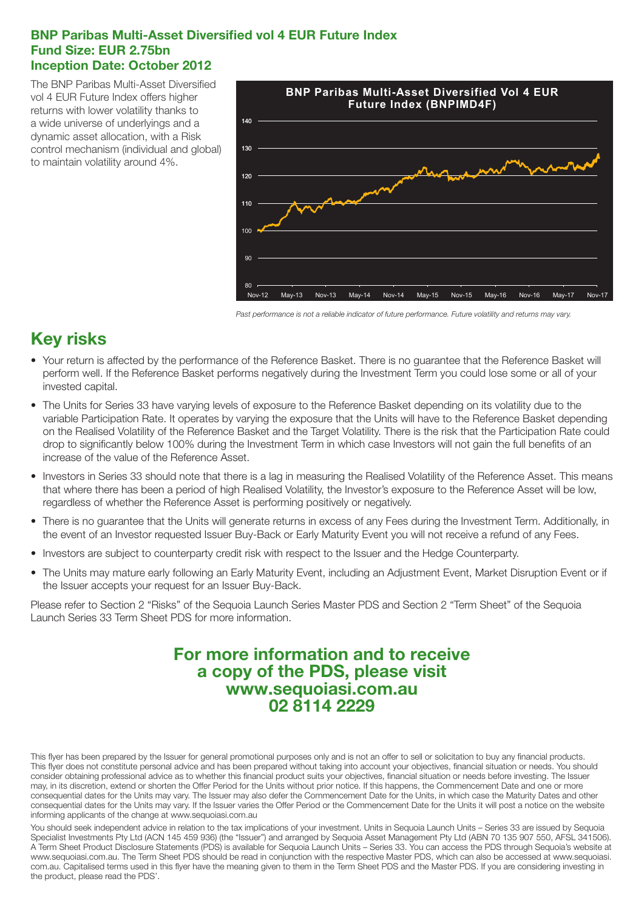**BNP Paribas Multi-Asset Diversified vol 4 EUR Future Index**
**Fund Size: EUR 2.75bn**
**Inception Date: October 2012**

The BNP Paribas Multi-Asset Diversified vol 4 EUR Future Index offers higher returns with lower volatility thanks to a wide universe of underlyings and a dynamic asset allocation, with a Risk control mechanism (individual and global) to maintain volatility around 4%.

BNP Paribas Multi-Asset Diversified Vol 4 EUR Future Index (BNPIMD4F)

140
130
120
110
100
90
80

Nov-12 May-13 Nov-13 May-14 Nov-14 May-15 Nov-15 May-16 Nov-16 May-17 Nov-17

*Past performance is not a reliable indicator of future performance. Future volatility and returns may vary.*

## Key risks

- Your return is affected by the performance of the Reference Basket. There is no guarantee that the Reference Basket will perform well. If the Reference Basket performs negatively during the Investment Term you could lose some or all of your invested capital.
- The Units for Series 33 have varying levels of exposure to the Reference Basket depending on its volatility due to the variable Participation Rate. It operates by varying the exposure that the Units will have to the Reference Basket depending on the Realised Volatility of the Reference Basket and the Target Volatility. There is the risk that the Participation Rate could drop to significantly below 100% during the Investment Term in which case Investors will not gain the full benefits of an increase of the value of the Reference Asset.
- Investors in Series 33 should note that there is a lag in measuring the Realised Volatility of the Reference Asset. This means that where there has been a period of high Realised Volatility, the Investor's exposure to the Reference Asset will be low, regardless of whether the Reference Asset is performing positively or negatively.
- There is no guarantee that the Units will generate returns in excess of any Fees during the Investment Term. Additionally, in the event of an Investor requested Issuer Buy-Back or Early Maturity Event you will not receive a refund of any Fees.
- Investors are subject to counterparty credit risk with respect to the Issuer and the Hedge Counterparty.
- The Units may mature early following an Early Maturity Event, including an Adjustment Event, Market Disruption Event or if the Issuer accepts your request for an Issuer Buy-Back.

Please refer to Section 2 "Risks" of the Sequoia Launch Series Master PDS and Section 2 "Term Sheet" of the Sequoia Launch Series 33 Term Sheet PDS for more information.

## For more information and to receive a copy of the PDS, please visit www.sequoiasi.com.au 02 8114 2229

This flyer has been prepared by the Issuer for general promotional purposes only and is not an offer to sell or solicitation to buy any financial products. This flyer does not constitute personal advice and has been prepared without taking into account your objectives, financial situation or needs. You should consider obtaining professional advice as to whether this financial product suits your objectives, financial situation or needs before investing. The Issuer may, in its discretion, extend or shorten the Offer Period for the Units without prior notice. If this happens, the Commencement Date and one or more consequential dates for the Units may vary. The Issuer may also defer the Commencement Date for the Units, in which case the Maturity Dates and other consequential dates for the Units may vary. If the Issuer varies the Offer Period or the Commencement Date for the Units it will post a notice on the website informing applicants of the change at www.sequoiasi.com.au

You should seek independent advice in relation to the tax implications of your investment. Units in Sequoia Launch Units – Series 33 are issued by Sequoia Specialist Investments Pty Ltd (ACN 145 459 936) (the "Issuer") and arranged by Sequoia Asset Management Pty Ltd (ABN 70 135 907 550, AFSL 341506). A Term Sheet Product Disclosure Statements (PDS) is available for Sequoia Launch Units – Series 33. You can access the PDS through Sequoia's website at www.sequoiasi.com.au. The Term Sheet PDS should be read in conjunction with the respective Master PDS, which can also be accessed at www.sequoiasi.com.au. Capitalised terms used in this flyer have the meaning given to them in the Term Sheet PDS and the Master PDS. If you are considering investing in the product, please read the PDS'.